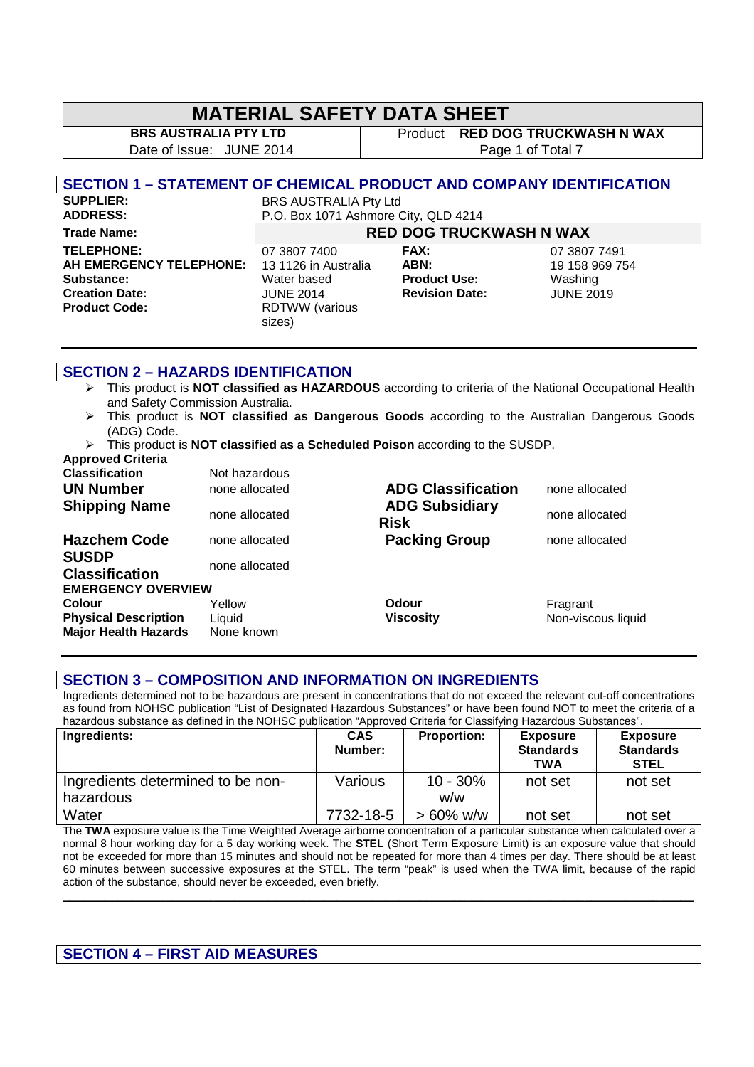# MATERIAL SAFETY DATA SHEET

| BRS AUSTRALIA PTY LTD | Product **RED DOG TRUCKWASH N WAX** |
|---|---|
| Date of Issue: JUNE 2014 | |

## SECTION 1 – STATEMENT OF CHEMICAL PRODUCT AND COMPANY IDENTIFICATION

| | | | |
|---|---|---|---|
| **SUPPLIER:** | BRS AUSTRALIA Pty Ltd | | |
| **ADDRESS:** | P.O. Box 1071 Ashmore City, QLD 4214 | | |
| **Trade Name:** | **RED DOG TRUCKWASH N WAX** | | |
| **TELEPHONE:** | 07 3807 7400 | **FAX:** | 07 3807 7491 |
| **AH EMERGENCY TELEPHONE:** | 13 1126 in Australia | **ABN:** | 19 158 969 754 |
| **Substance:** | Water based | **Product Use:** | Washing |
| **Creation Date:** | JUNE 2014 | **Revision Date:** | JUNE 2019 |
| **Product Code:** | RDTWW (various sizes) | | |

## SECTION 2 – HAZARDS IDENTIFICATION

- This product is **NOT classified as HAZARDOUS** according to criteria of the National Occupational Health and Safety Commission Australia.
- This product is **NOT classified as Dangerous Goods** according to the Australian Dangerous Goods (ADG) Code.
- This product is **NOT classified as a Scheduled Poison** according to the SUSDP.

**Approved Criteria**

| | | | |
|---|---|---|---|
| **Classification** | Not hazardous | | |
| **UN Number** | none allocated | **ADG Classification** | none allocated |
| **Shipping Name** | none allocated | **ADG Subsidiary Risk** | none allocated |
| **Hazchem Code** | none allocated | **Packing Group** | none allocated |
| **SUSDP Classification** | none allocated | | |

**EMERGENCY OVERVIEW**

| | | | |
|---|---|---|---|
| **Colour** | Yellow | **Odour** | Fragrant |
| **Physical Description** | Liquid | **Viscosity** | Non-viscous liquid |
| **Major Health Hazards** | None known | | |

## SECTION 3 – COMPOSITION AND INFORMATION ON INGREDIENTS

Ingredients determined not to be hazardous are present in concentrations that do not exceed the relevant cut-off concentrations as found from NOHSC publication "List of Designated Hazardous Substances" or have been found NOT to meet the criteria of a hazardous substance as defined in the NOHSC publication "Approved Criteria for Classifying Hazardous Substances".

| Ingredients: | CAS Number: | Proportion: | Exposure Standards TWA | Exposure Standards STEL |
|---|---|---|---|---|
| Ingredients determined to be non-hazardous | Various | 10 - 30% w/w | not set | not set |
| Water | 7732-18-5 | > 60% w/w | not set | not set |

The **TWA** exposure value is the Time Weighted Average airborne concentration of a particular substance when calculated over a normal 8 hour working day for a 5 day working week. The **STEL** (Short Term Exposure Limit) is an exposure value that should not be exceeded for more than 15 minutes and should not be repeated for more than 4 times per day. There should be at least 60 minutes between successive exposures at the STEL. The term "peak" is used when the TWA limit, because of the rapid action of the substance, should never be exceeded, even briefly.

## SECTION 4 – FIRST AID MEASURES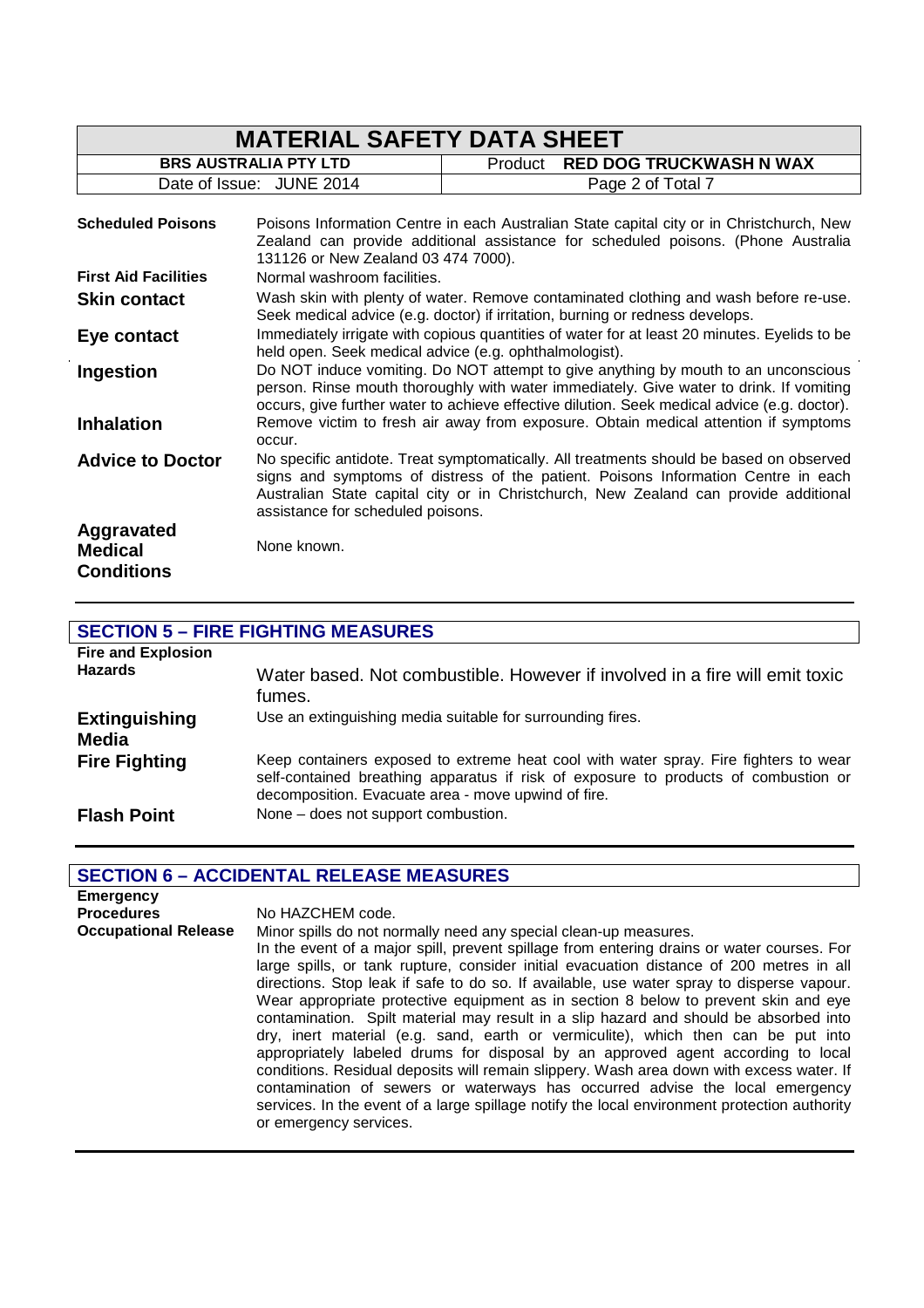| Field | Details |
|---|---|
| **Scheduled Poisons** | Poisons Information Centre in each Australian State capital city or in Christchurch, New Zealand can provide additional assistance for scheduled poisons. (Phone Australia 131126 or New Zealand 03 474 7000). |
| **First Aid Facilities** | Normal washroom facilities. |
| **Skin contact** | Wash skin with plenty of water. Remove contaminated clothing and wash before re-use. Seek medical advice (e.g. doctor) if irritation, burning or redness develops. |
| **Eye contact** | Immediately irrigate with copious quantities of water for at least 20 minutes. Eyelids to be held open. Seek medical advice (e.g. ophthalmologist). |
| **Ingestion** | Do NOT induce vomiting. Do NOT attempt to give anything by mouth to an unconscious person. Rinse mouth thoroughly with water immediately. Give water to drink. If vomiting occurs, give further water to achieve effective dilution. Seek medical advice (e.g. doctor). |
| **Inhalation** | Remove victim to fresh air away from exposure. Obtain medical attention if symptoms occur. |
| **Advice to Doctor** | No specific antidote. Treat symptomatically. All treatments should be based on observed signs and symptoms of distress of the patient. Poisons Information Centre in each Australian State capital city or in Christchurch, New Zealand can provide additional assistance for scheduled poisons. |
| **Aggravated Medical Conditions** | None known. |

## SECTION 5 – FIRE FIGHTING MEASURES

| Field | Details |
|---|---|
| **Fire and Explosion Hazards** | Water based. Not combustible. However if involved in a fire will emit toxic fumes. |
| **Extinguishing Media** | Use an extinguishing media suitable for surrounding fires. |
| **Fire Fighting** | Keep containers exposed to extreme heat cool with water spray. Fire fighters to wear self-contained breathing apparatus if risk of exposure to products of combustion or decomposition. Evacuate area - move upwind of fire. |
| **Flash Point** | None – does not support combustion. |

## SECTION 6 – ACCIDENTAL RELEASE MEASURES

| Field | Details |
|---|---|
| **Emergency Procedures** | No HAZCHEM code. |
| **Occupational Release** | Minor spills do not normally need any special clean-up measures. In the event of a major spill, prevent spillage from entering drains or water courses. For large spills, or tank rupture, consider initial evacuation distance of 200 metres in all directions. Stop leak if safe to do so. If available, use water spray to disperse vapour. Wear appropriate protective equipment as in section 8 below to prevent skin and eye contamination. Spilt material may result in a slip hazard and should be absorbed into dry, inert material (e.g. sand, earth or vermiculite), which then can be put into appropriately labeled drums for disposal by an approved agent according to local conditions. Residual deposits will remain slippery. Wash area down with excess water. If contamination of sewers or waterways has occurred advise the local emergency services. In the event of a large spillage notify the local environment protection authority or emergency services. |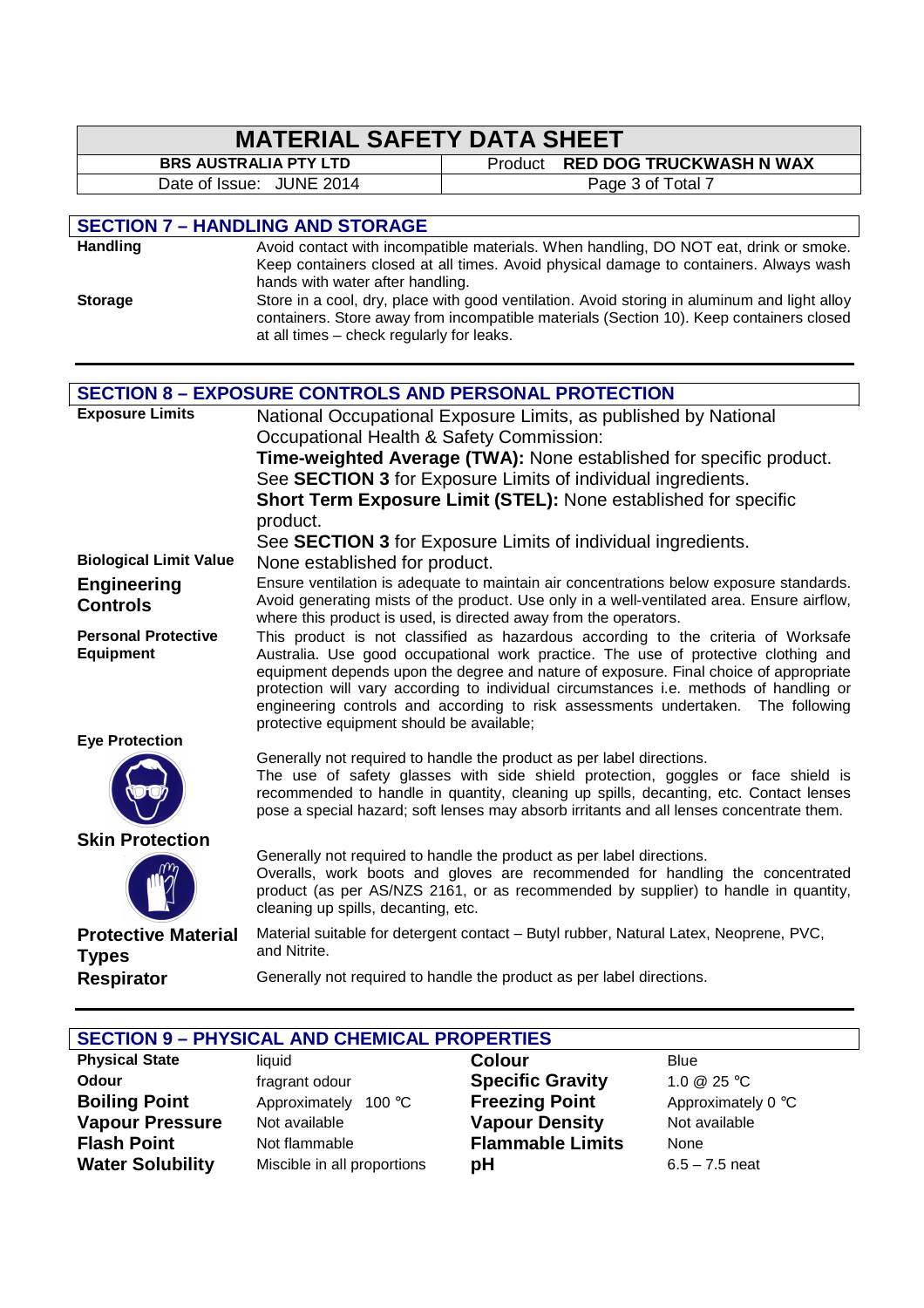## SECTION 7 – HANDLING AND STORAGE

**Handling**

Avoid contact with incompatible materials. When handling, DO NOT eat, drink or smoke. Keep containers closed at all times. Avoid physical damage to containers. Always wash hands with water after handling.

**Storage**

Store in a cool, dry, place with good ventilation. Avoid storing in aluminum and light alloy containers. Store away from incompatible materials (Section 10). Keep containers closed at all times – check regularly for leaks.

## SECTION 8 – EXPOSURE CONTROLS AND PERSONAL PROTECTION

**Exposure Limits**

National Occupational Exposure Limits, as published by National Occupational Health & Safety Commission:

**Time-weighted Average (TWA):** None established for specific product. See **SECTION 3** for Exposure Limits of individual ingredients.

**Short Term Exposure Limit (STEL):** None established for specific product.

See **SECTION 3** for Exposure Limits of individual ingredients.

**Biological Limit Value**

None established for product.

**Engineering Controls**

Ensure ventilation is adequate to maintain air concentrations below exposure standards. Avoid generating mists of the product. Use only in a well-ventilated area. Ensure airflow, where this product is used, is directed away from the operators.

**Personal Protective Equipment**

This product is not classified as hazardous according to the criteria of Worksafe Australia. Use good occupational work practice. The use of protective clothing and equipment depends upon the degree and nature of exposure. Final choice of appropriate protection will vary according to individual circumstances i.e. methods of handling or engineering controls and according to risk assessments undertaken. The following protective equipment should be available;

**Eye Protection**

Generally not required to handle the product as per label directions.
The use of safety glasses with side shield protection, goggles or face shield is recommended to handle in quantity, cleaning up spills, decanting, etc. Contact lenses pose a special hazard; soft lenses may absorb irritants and all lenses concentrate them.

**Skin Protection**

Generally not required to handle the product as per label directions.
Overalls, work boots and gloves are recommended for handling the concentrated product (as per AS/NZS 2161, or as recommended by supplier) to handle in quantity, cleaning up spills, decanting, etc.

**Protective Material Types**

Material suitable for detergent contact – Butyl rubber, Natural Latex, Neoprene, PVC, and Nitrite.

**Respirator**

Generally not required to handle the product as per label directions.

## SECTION 9 – PHYSICAL AND CHEMICAL PROPERTIES

| | | | |
|---|---|---|---|
| **Physical State** | liquid | **Colour** | Blue |
| **Odour** | fragrant odour | **Specific Gravity** | 1.0 @ 25 °C |
| **Boiling Point** | Approximately 100 °C | **Freezing Point** | Approximately 0 °C |
| **Vapour Pressure** | Not available | **Vapour Density** | Not available |
| **Flash Point** | Not flammable | **Flammable Limits** | None |
| **Water Solubility** | Miscible in all proportions | **pH** | 6.5 – 7.5 neat |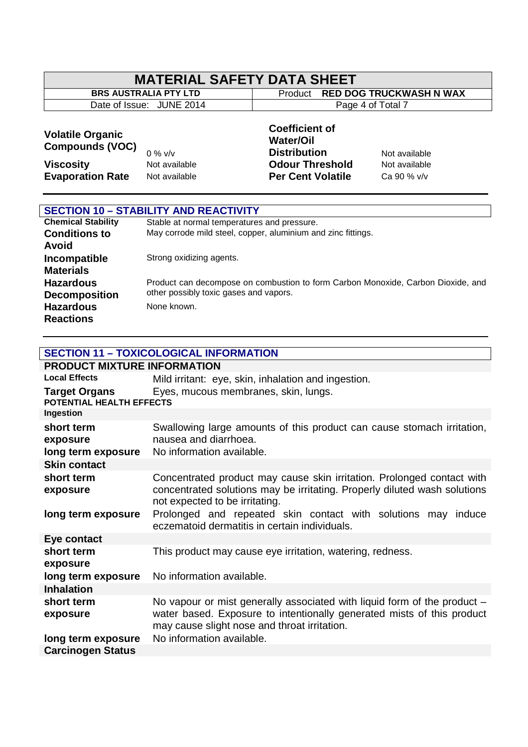| | | | |
|---|---|---|---|
| **Volatile Organic Compounds (VOC)** | 0 % v/v | **Coefficient of Water/Oil Distribution** | Not available |
| **Viscosity** | Not available | **Odour Threshold** | Not available |
| **Evaporation Rate** | Not available | **Per Cent Volatile** | Ca 90 % v/v |

## SECTION 10 – STABILITY AND REACTIVITY

| | |
|---|---|
| **Chemical Stability** | Stable at normal temperatures and pressure. |
| **Conditions to Avoid** | May corrode mild steel, copper, aluminium and zinc fittings. |
| **Incompatible Materials** | Strong oxidizing agents. |
| **Hazardous Decomposition** | Product can decompose on combustion to form Carbon Monoxide, Carbon Dioxide, and other possibly toxic gases and vapors. |
| **Hazardous Reactions** | None known. |

## SECTION 11 – TOXICOLOGICAL INFORMATION

### PRODUCT MIXTURE INFORMATION

| | |
|---|---|
| **Local Effects** | Mild irritant: eye, skin, inhalation and ingestion. |
| **Target Organs** | Eyes, mucous membranes, skin, lungs. |

**POTENTIAL HEALTH EFFECTS**

**Ingestion**

| | |
|---|---|
| **short term exposure** | Swallowing large amounts of this product can cause stomach irritation, nausea and diarrhoea. |
| **long term exposure** | No information available. |

**Skin contact**

| | |
|---|---|
| **short term exposure** | Concentrated product may cause skin irritation. Prolonged contact with concentrated solutions may be irritating. Properly diluted wash solutions not expected to be irritating. |
| **long term exposure** | Prolonged and repeated skin contact with solutions may induce eczematoid dermatitis in certain individuals. |

**Eye contact**

| | |
|---|---|
| **short term exposure** | This product may cause eye irritation, watering, redness. |
| **long term exposure** | No information available. |

**Inhalation**

| | |
|---|---|
| **short term exposure** | No vapour or mist generally associated with liquid form of the product – water based. Exposure to intentionally generated mists of this product may cause slight nose and throat irritation. |
| **long term exposure** | No information available. |

**Carcinogen Status**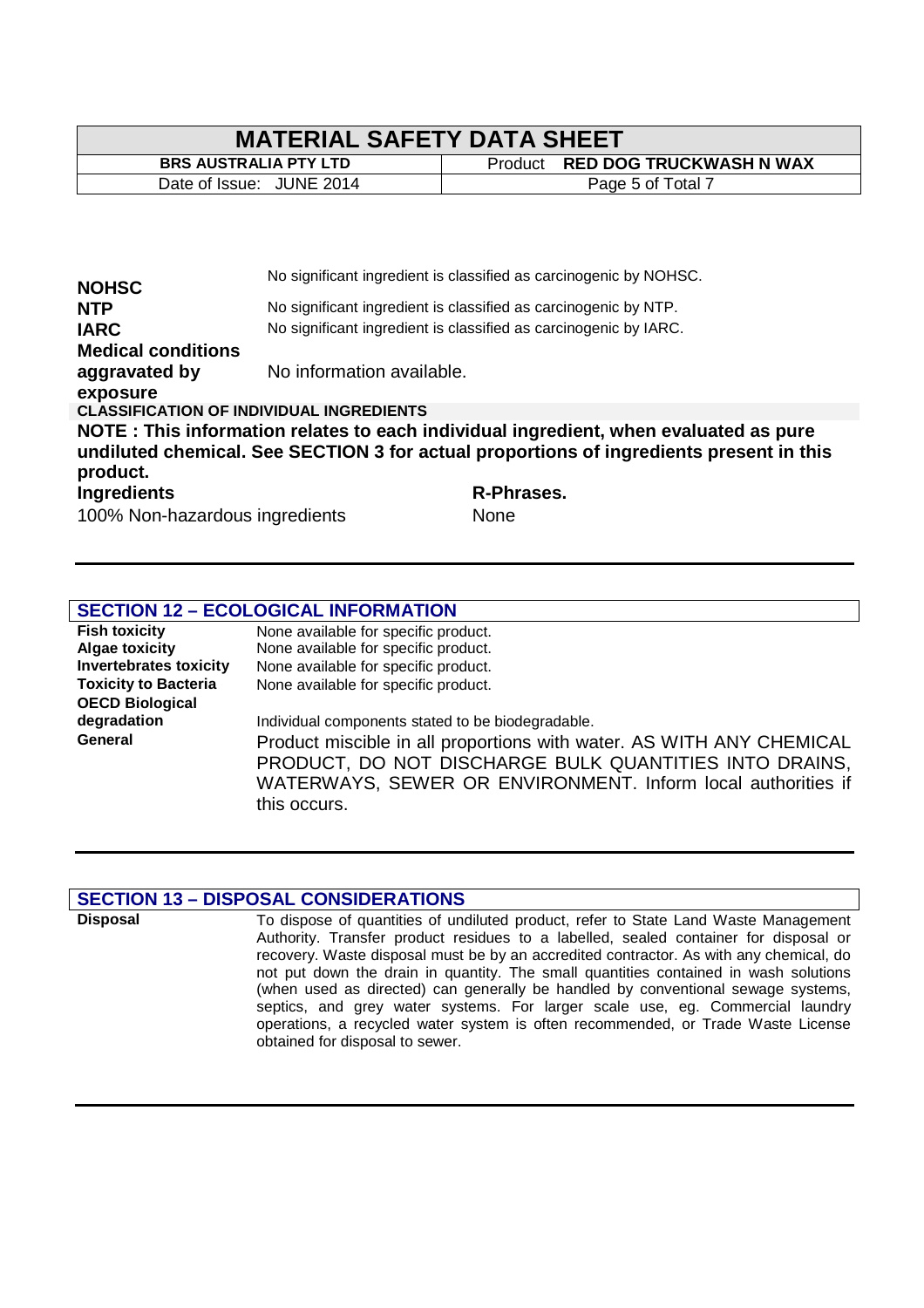**NOHSC** No significant ingredient is classified as carcinogenic by NOHSC.

**NTP** No significant ingredient is classified as carcinogenic by NTP.

**IARC** No significant ingredient is classified as carcinogenic by IARC.

**Medical conditions aggravated by exposure** No information available.

**CLASSIFICATION OF INDIVIDUAL INGREDIENTS**

**NOTE : This information relates to each individual ingredient, when evaluated as pure undiluted chemical. See SECTION 3 for actual proportions of ingredients present in this product.**

| **Ingredients** | **R-Phrases.** |
| --- | --- |
| 100% Non-hazardous ingredients | None |

## SECTION 12 – ECOLOGICAL INFORMATION

| | |
| --- | --- |
| **Fish toxicity** | None available for specific product. |
| **Algae toxicity** | None available for specific product. |
| **Invertebrates toxicity** | None available for specific product. |
| **Toxicity to Bacteria** | None available for specific product. |
| **OECD Biological degradation** | Individual components stated to be biodegradable. |
| **General** | Product miscible in all proportions with water. AS WITH ANY CHEMICAL PRODUCT, DO NOT DISCHARGE BULK QUANTITIES INTO DRAINS, WATERWAYS, SEWER OR ENVIRONMENT. Inform local authorities if this occurs. |

## SECTION 13 – DISPOSAL CONSIDERATIONS

**Disposal** To dispose of quantities of undiluted product, refer to State Land Waste Management Authority. Transfer product residues to a labelled, sealed container for disposal or recovery. Waste disposal must be by an accredited contractor. As with any chemical, do not put down the drain in quantity. The small quantities contained in wash solutions (when used as directed) can generally be handled by conventional sewage systems, septics, and grey water systems. For larger scale use, eg. Commercial laundry operations, a recycled water system is often recommended, or Trade Waste License obtained for disposal to sewer.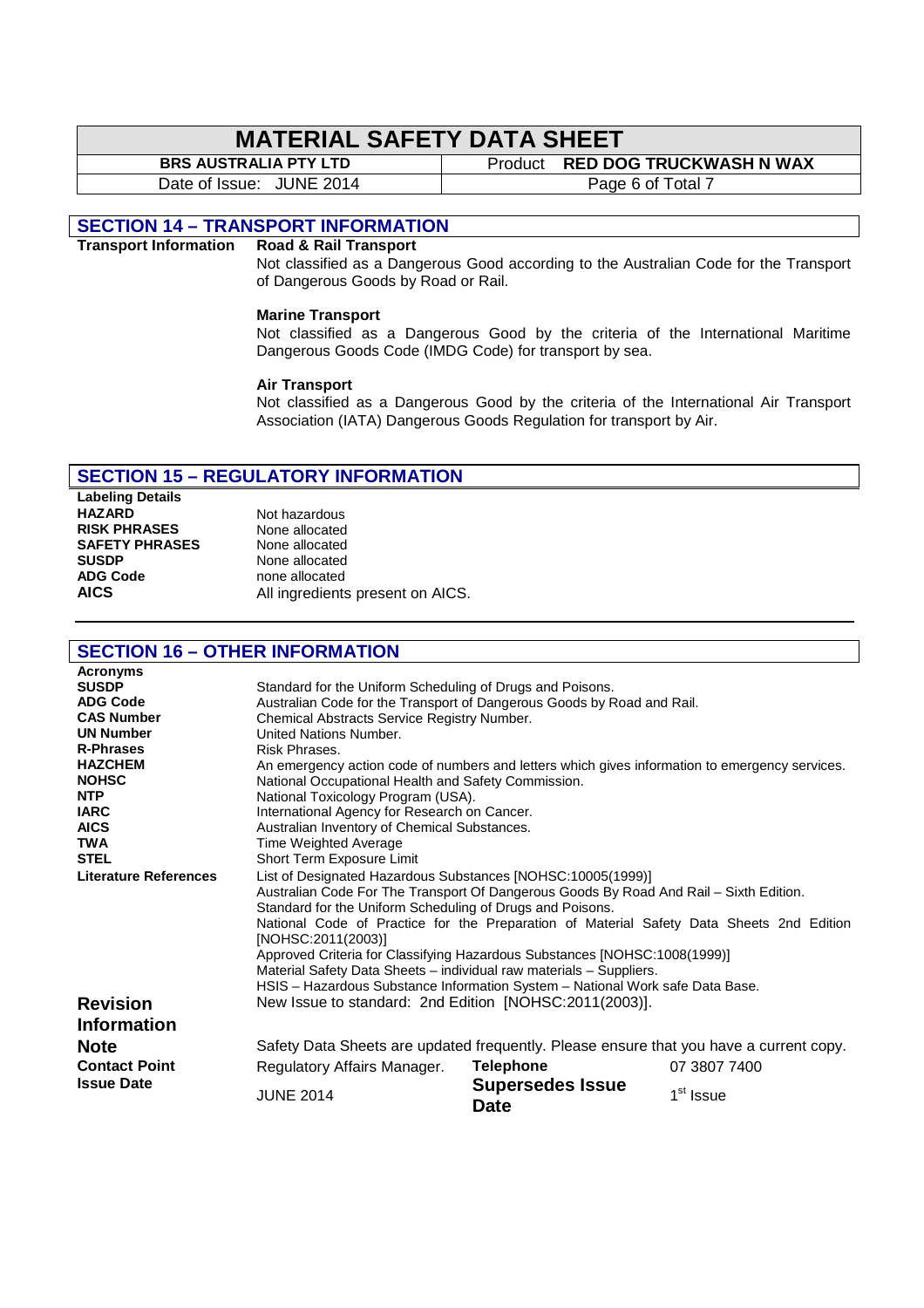## SECTION 14 – TRANSPORT INFORMATION

**Transport Information**

**Road & Rail Transport**

Not classified as a Dangerous Good according to the Australian Code for the Transport of Dangerous Goods by Road or Rail.

**Marine Transport**

Not classified as a Dangerous Good by the criteria of the International Maritime Dangerous Goods Code (IMDG Code) for transport by sea.

**Air Transport**

Not classified as a Dangerous Good by the criteria of the International Air Transport Association (IATA) Dangerous Goods Regulation for transport by Air.

## SECTION 15 – REGULATORY INFORMATION

**Labeling Details**

| | |
|---|---|
| **HAZARD** | Not hazardous |
| **RISK PHRASES** | None allocated |
| **SAFETY PHRASES** | None allocated |
| **SUSDP** | None allocated |
| **ADG Code** | none allocated |
| **AICS** | All ingredients present on AICS. |

## SECTION 16 – OTHER INFORMATION

**Acronyms**

| | |
|---|---|
| **SUSDP** | Standard for the Uniform Scheduling of Drugs and Poisons. |
| **ADG Code** | Australian Code for the Transport of Dangerous Goods by Road and Rail. |
| **CAS Number** | Chemical Abstracts Service Registry Number. |
| **UN Number** | United Nations Number. |
| **R-Phrases** | Risk Phrases. |
| **HAZCHEM** | An emergency action code of numbers and letters which gives information to emergency services. |
| **NOHSC** | National Occupational Health and Safety Commission. |
| **NTP** | National Toxicology Program (USA). |
| **IARC** | International Agency for Research on Cancer. |
| **AICS** | Australian Inventory of Chemical Substances. |
| **TWA** | Time Weighted Average |
| **STEL** | Short Term Exposure Limit |

**Literature References**

- List of Designated Hazardous Substances [NOHSC:10005(1999)]
- Australian Code For The Transport Of Dangerous Goods By Road And Rail – Sixth Edition.
- Standard for the Uniform Scheduling of Drugs and Poisons.
- National Code of Practice for the Preparation of Material Safety Data Sheets 2nd Edition [NOHSC:2011(2003)]
- Approved Criteria for Classifying Hazardous Substances [NOHSC:1008(1999)]
- Material Safety Data Sheets – individual raw materials – Suppliers.
- HSIS – Hazardous Substance Information System – National Work safe Data Base.

**Revision Information**: New Issue to standard: 2nd Edition [NOHSC:2011(2003)].

**Note**: Safety Data Sheets are updated frequently. Please ensure that you have a current copy.

| | | | |
|---|---|---|---|
| **Contact Point** | Regulatory Affairs Manager. | **Telephone** | 07 3807 7400 |
| **Issue Date** | JUNE 2014 | **Supersedes Issue Date** | 1st Issue |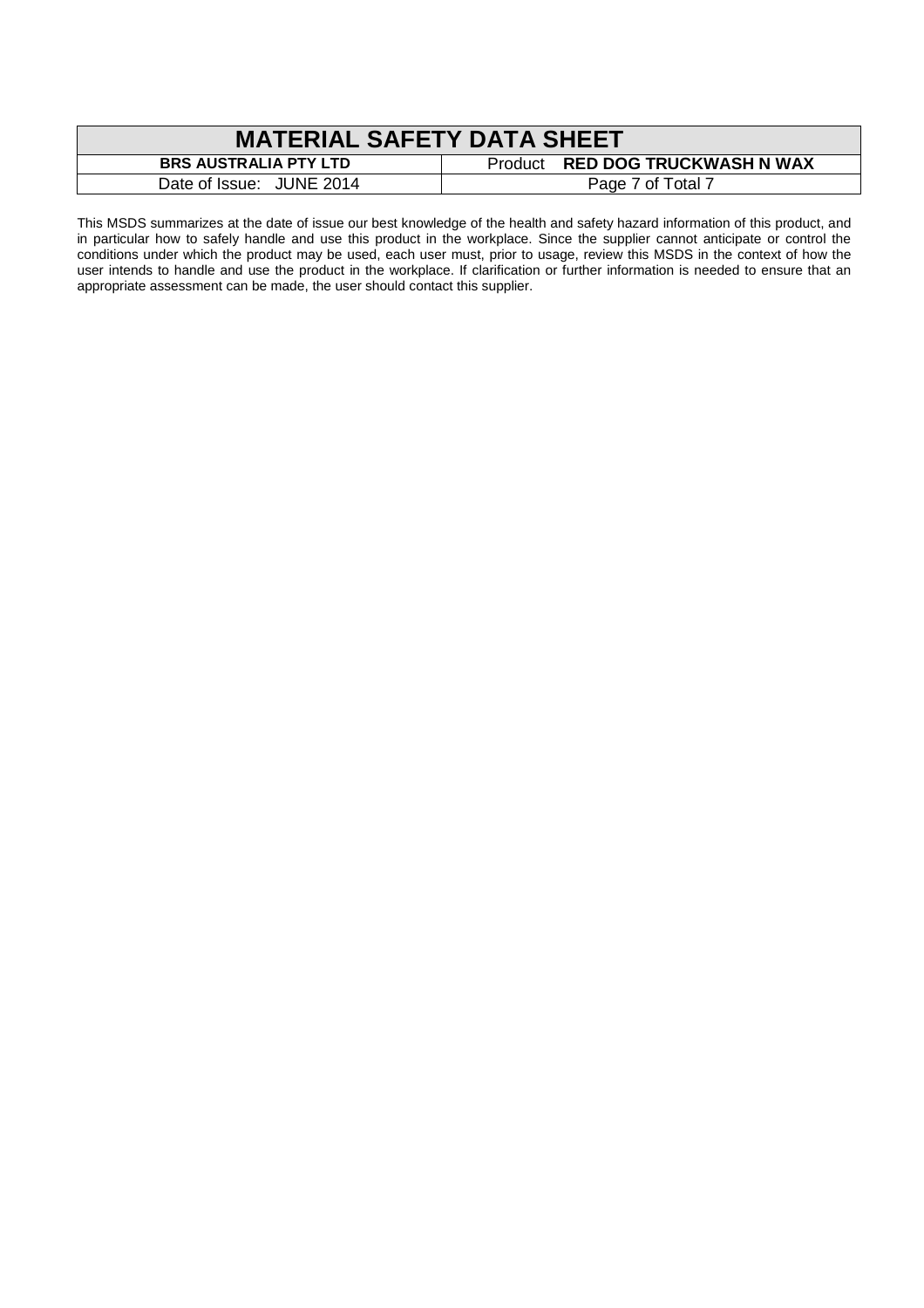This MSDS summarizes at the date of issue our best knowledge of the health and safety hazard information of this product, and in particular how to safely handle and use this product in the workplace. Since the supplier cannot anticipate or control the conditions under which the product may be used, each user must, prior to usage, review this MSDS in the context of how the user intends to handle and use the product in the workplace. If clarification or further information is needed to ensure that an appropriate assessment can be made, the user should contact this supplier.